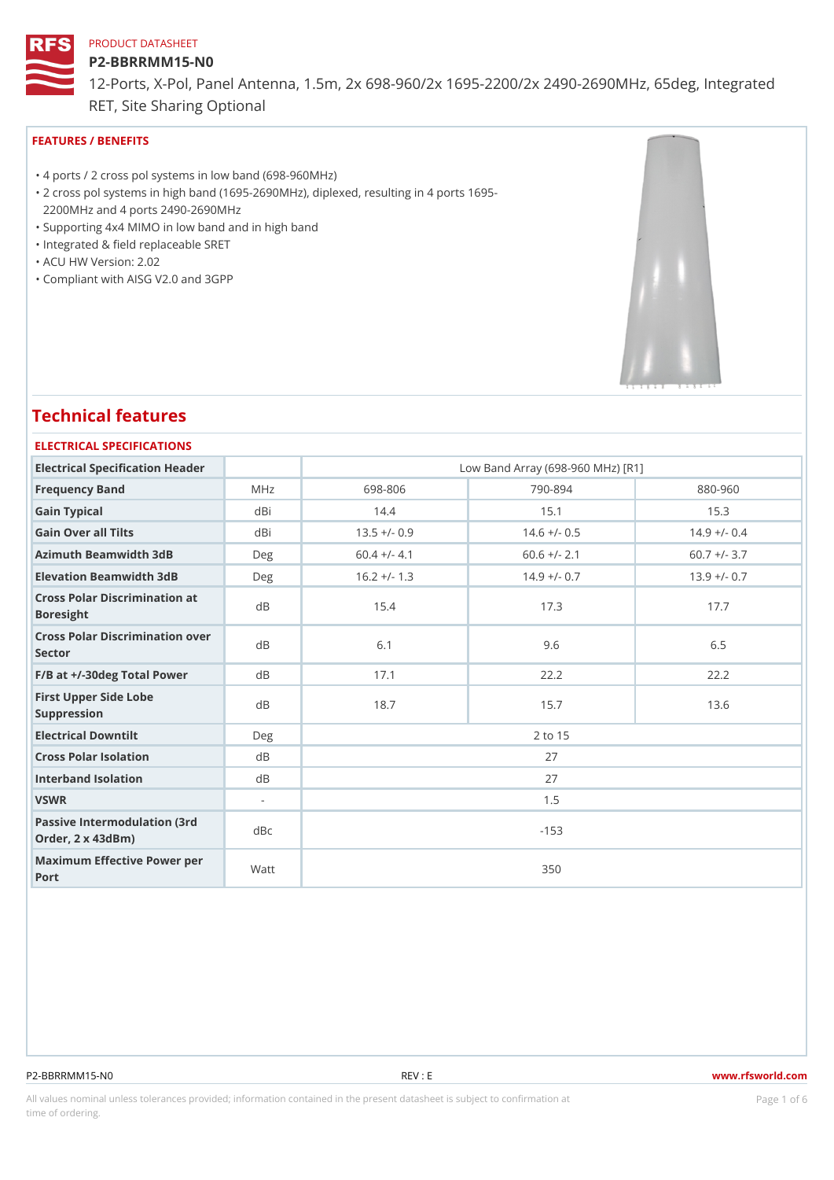PRODUCT DATASHEET

# P2-BBRRMM15-N0

12-Ports, X-Pol, Panel Antenna, 1.5m, 2x 698-960/2x 1695-2200/2x 2490-2690MHz, 65deg, Integrated RET, Site Sharing Optional

## FEATURES / BENEFITS

- 4 ports / 2 cross pol systems in low band (698-960MHz)
- 2 cross pol systems in high band (1695-2690MHz), diplexed, resulting in 4 ports 1695-2200MHz and 4 ports 2490-2690MHz
- Supporting 4x4 MIMO in low band and in high band
- Integrated & field replaceable SRET
- ACU HW Version: 2.02
- Compliant with AISG V2.0 and 3GPP

## Technical features

### ELECTRICAL SPECIFICATIONS

| Electrical Specification Header | | Low Band Array (698-960 MHz) [R1] | | |
|---|---|---|---|---|
| Frequency Band | MHz | 698-806 | 790-894 | 880-960 |
| Gain Typical | dBi | 14.4 | 15.1 | 15.3 |
| Gain Over all Tilts | dBi | 13.5 +/- 0.9 | 14.6 +/- 0.5 | 14.9 +/- 0.4 |
| Azimuth Beamwidth 3dB | Deg | 60.4 +/- 4.1 | 60.6 +/- 2.1 | 60.7 +/- 3.7 |
| Elevation Beamwidth 3dB | Deg | 16.2 +/- 1.3 | 14.9 +/- 0.7 | 13.9 +/- 0.7 |
| Cross Polar Discrimination at Boresight | dB | 15.4 | 17.3 | 17.7 |
| Cross Polar Discrimination over Sector | dB | 6.1 | 9.6 | 6.5 |
| F/B at +/-30deg Total Power | dB | 17.1 | 22.2 | 22.2 |
| First Upper Side Lobe Suppression | dB | 18.7 | 15.7 | 13.6 |
| Electrical Downtilt | Deg | 2 to 15 | | |
| Cross Polar Isolation | dB | 27 | | |
| Interband Isolation | dB | 27 | | |
| VSWR | - | 1.5 | | |
| Passive Intermodulation (3rd Order, 2 x 43dBm) | dBc | -153 | | |
| Maximum Effective Power per Port | Watt | 350 | | |

P2-BBRRMM15-N0 REV : E www.rfsworld.com

All values nominal unless tolerances provided; information contained in the present datasheet is subject to confirmation at time of ordering.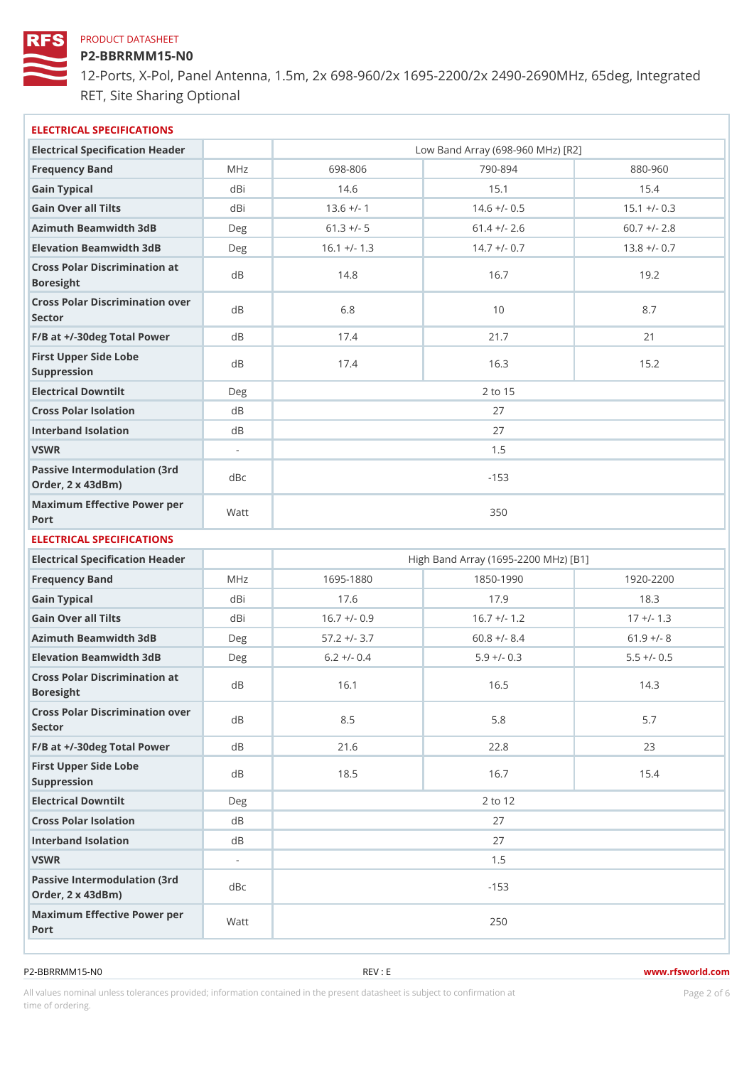PRODUCT DATASHEET

# P2-BBRRMM15-N0

12-Ports, X-Pol, Panel Antenna, 1.5m, 2x 698-960/2x 1695-2200/2x 2490-2690MHz, 65deg, Integrated RET, Site Sharing Optional

## ELECTRICAL SPECIFICATIONS

| Electrical Specification Header | | Low Band Array (698-960 MHz) [R2] | | |
|---|---|---|---|---|
| Frequency Band | MHz | 698-806 | 790-894 | 880-960 |
| Gain Typical | dBi | 14.6 | 15.1 | 15.4 |
| Gain Over all Tilts | dBi | 13.6 +/- 1 | 14.6 +/- 0.5 | 15.1 +/- 0.3 |
| Azimuth Beamwidth 3dB | Deg | 61.3 +/- 5 | 61.4 +/- 2.6 | 60.7 +/- 2.8 |
| Elevation Beamwidth 3dB | Deg | 16.1 +/- 1.3 | 14.7 +/- 0.7 | 13.8 +/- 0.7 |
| Cross Polar Discrimination at Boresight | dB | 14.8 | 16.7 | 19.2 |
| Cross Polar Discrimination over Sector | dB | 6.8 | 10 | 8.7 |
| F/B at +/-30deg Total Power | dB | 17.4 | 21.7 | 21 |
| First Upper Side Lobe Suppression | dB | 17.4 | 16.3 | 15.2 |
| Electrical Downtilt | Deg | 2 to 15 | | |
| Cross Polar Isolation | dB | 27 | | |
| Interband Isolation | dB | 27 | | |
| VSWR | - | 1.5 | | |
| Passive Intermodulation (3rd Order, 2 x 43dBm) | dBc | -153 | | |
| Maximum Effective Power per Port | Watt | 350 | | |

## ELECTRICAL SPECIFICATIONS

| Electrical Specification Header | | High Band Array (1695-2200 MHz) [B1] | | |
|---|---|---|---|---|
| Frequency Band | MHz | 1695-1880 | 1850-1990 | 1920-2200 |
| Gain Typical | dBi | 17.6 | 17.9 | 18.3 |
| Gain Over all Tilts | dBi | 16.7 +/- 0.9 | 16.7 +/- 1.2 | 17 +/- 1.3 |
| Azimuth Beamwidth 3dB | Deg | 57.2 +/- 3.7 | 60.8 +/- 8.4 | 61.9 +/- 8 |
| Elevation Beamwidth 3dB | Deg | 6.2 +/- 0.4 | 5.9 +/- 0.3 | 5.5 +/- 0.5 |
| Cross Polar Discrimination at Boresight | dB | 16.1 | 16.5 | 14.3 |
| Cross Polar Discrimination over Sector | dB | 8.5 | 5.8 | 5.7 |
| F/B at +/-30deg Total Power | dB | 21.6 | 22.8 | 23 |
| First Upper Side Lobe Suppression | dB | 18.5 | 16.7 | 15.4 |
| Electrical Downtilt | Deg | 2 to 12 | | |
| Cross Polar Isolation | dB | 27 | | |
| Interband Isolation | dB | 27 | | |
| VSWR | - | 1.5 | | |
| Passive Intermodulation (3rd Order, 2 x 43dBm) | dBc | -153 | | |
| Maximum Effective Power per Port | Watt | 250 | | |

P2-BBRRMM15-N0 REV : E www.rfsworld.com

All values nominal unless tolerances provided; information contained in the present datasheet is subject to confirmation at time of ordering.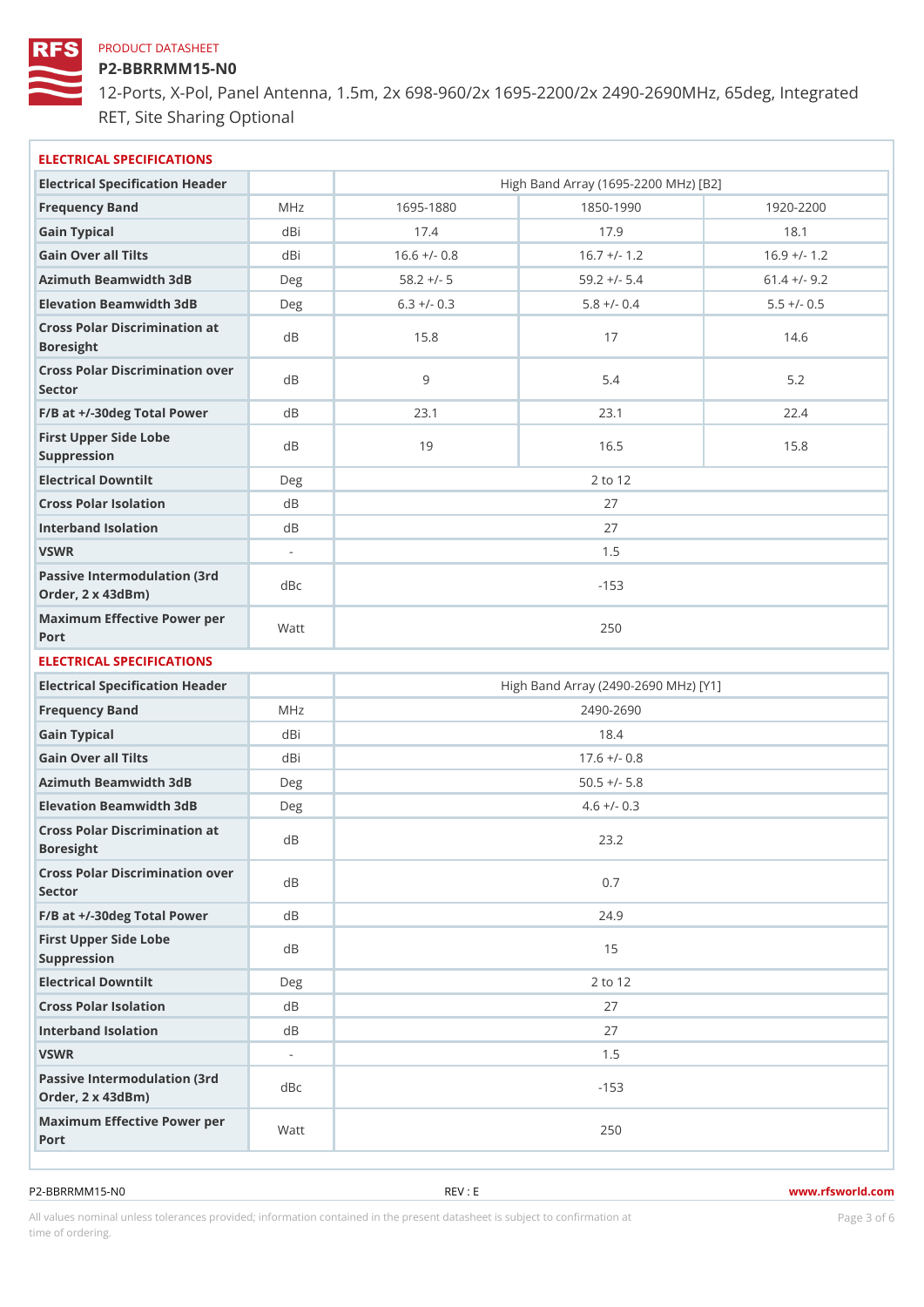PRODUCT DATASHEET

# P2-BBRRMM15-N0

12-Ports, X-Pol, Panel Antenna, 1.5m, 2x 698-960/2x 1695-2200/2x 2490-2690MHz, 65deg, Integrated RET, Site Sharing Optional

## ELECTRICAL SPECIFICATIONS

| Electrical Specification Header | | High Band Array (1695-2200 MHz) [B2] | | |
|---|---|---|---|---|
| Frequency Band | MHz | 1695-1880 | 1850-1990 | 1920-2200 |
| Gain Typical | dBi | 17.4 | 17.9 | 18.1 |
| Gain Over all Tilts | dBi | 16.6 +/- 0.8 | 16.7 +/- 1.2 | 16.9 +/- 1.2 |
| Azimuth Beamwidth 3dB | Deg | 58.2 +/- 5 | 59.2 +/- 5.4 | 61.4 +/- 9.2 |
| Elevation Beamwidth 3dB | Deg | 6.3 +/- 0.3 | 5.8 +/- 0.4 | 5.5 +/- 0.5 |
| Cross Polar Discrimination at Boresight | dB | 15.8 | 17 | 14.6 |
| Cross Polar Discrimination over Sector | dB | 9 | 5.4 | 5.2 |
| F/B at +/-30deg Total Power | dB | 23.1 | 23.1 | 22.4 |
| First Upper Side Lobe Suppression | dB | 19 | 16.5 | 15.8 |
| Electrical Downtilt | Deg | 2 to 12 | | |
| Cross Polar Isolation | dB | 27 | | |
| Interband Isolation | dB | 27 | | |
| VSWR | - | 1.5 | | |
| Passive Intermodulation (3rd Order, 2 x 43dBm) | dBc | -153 | | |
| Maximum Effective Power per Port | Watt | 250 | | |

## ELECTRICAL SPECIFICATIONS

| Electrical Specification Header | | High Band Array (2490-2690 MHz) [Y1] |
|---|---|---|
| Frequency Band | MHz | 2490-2690 |
| Gain Typical | dBi | 18.4 |
| Gain Over all Tilts | dBi | 17.6 +/- 0.8 |
| Azimuth Beamwidth 3dB | Deg | 50.5 +/- 5.8 |
| Elevation Beamwidth 3dB | Deg | 4.6 +/- 0.3 |
| Cross Polar Discrimination at Boresight | dB | 23.2 |
| Cross Polar Discrimination over Sector | dB | 0.7 |
| F/B at +/-30deg Total Power | dB | 24.9 |
| First Upper Side Lobe Suppression | dB | 15 |
| Electrical Downtilt | Deg | 2 to 12 |
| Cross Polar Isolation | dB | 27 |
| Interband Isolation | dB | 27 |
| VSWR | - | 1.5 |
| Passive Intermodulation (3rd Order, 2 x 43dBm) | dBc | -153 |
| Maximum Effective Power per Port | Watt | 250 |

P2-BBRRMM15-N0 REV : E www.rfsworld.com

All values nominal unless tolerances provided; information contained in the present datasheet is subject to confirmation at time of ordering.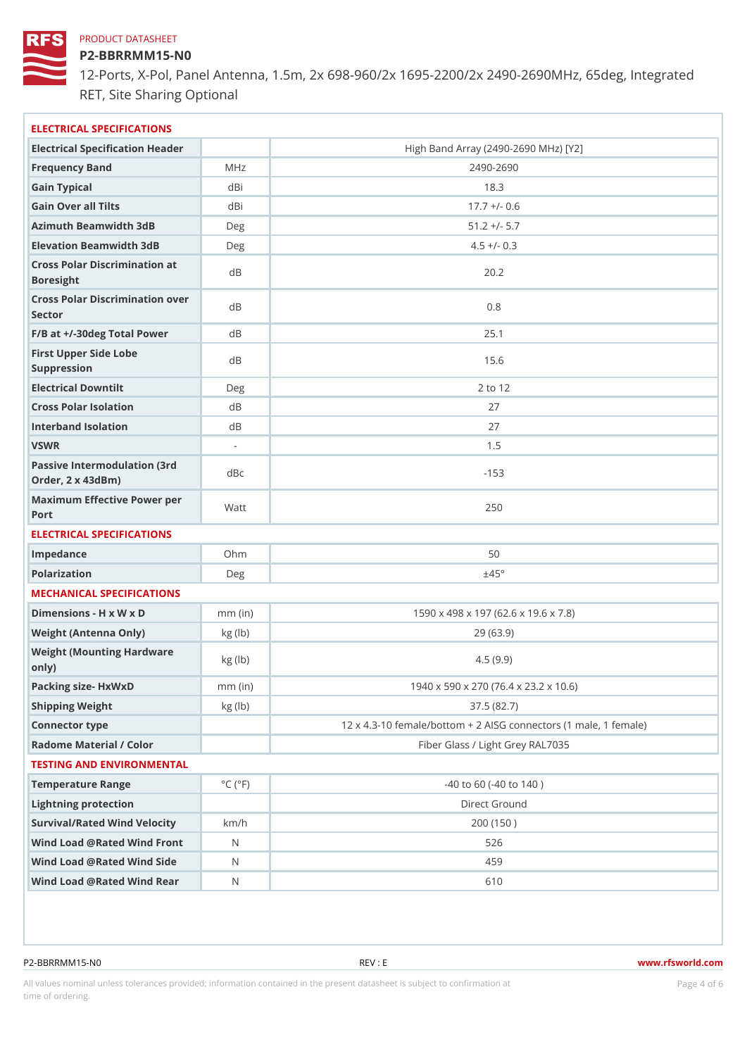PRODUCT DATASHEET

# P2-BBRRMM15-N0

12-Ports, X-Pol, Panel Antenna, 1.5m, 2x 698-960/2x 1695-2200/2x 2490-2690MHz, 65deg, Integrated RET, Site Sharing Optional

## ELECTRICAL SPECIFICATIONS

| Electrical Specification Header | | High Band Array (2490-2690 MHz) [Y2] |
|---|---|---|
| Frequency Band | MHz | 2490-2690 |
| Gain Typical | dBi | 18.3 |
| Gain Over all Tilts | dBi | 17.7 +/- 0.6 |
| Azimuth Beamwidth 3dB | Deg | 51.2 +/- 5.7 |
| Elevation Beamwidth 3dB | Deg | 4.5 +/- 0.3 |
| Cross Polar Discrimination at Boresight | dB | 20.2 |
| Cross Polar Discrimination over Sector | dB | 0.8 |
| F/B at +/-30deg Total Power | dB | 25.1 |
| First Upper Side Lobe Suppression | dB | 15.6 |
| Electrical Downtilt | Deg | 2 to 12 |
| Cross Polar Isolation | dB | 27 |
| Interband Isolation | dB | 27 |
| VSWR | - | 1.5 |
| Passive Intermodulation (3rd Order, 2 x 43dBm) | dBc | -153 |
| Maximum Effective Power per Port | Watt | 250 |

## ELECTRICAL SPECIFICATIONS

| | | |
|---|---|---|
| Impedance | Ohm | 50 |
| Polarization | Deg | ±45° |

## MECHANICAL SPECIFICATIONS

| | | |
|---|---|---|
| Dimensions - H x W x D | mm (in) | 1590 x 498 x 197 (62.6 x 19.6 x 7.8) |
| Weight (Antenna Only) | kg (lb) | 29 (63.9) |
| Weight (Mounting Hardware only) | kg (lb) | 4.5 (9.9) |
| Packing size- HxWxD | mm (in) | 1940 x 590 x 270 (76.4 x 23.2 x 10.6) |
| Shipping Weight | kg (lb) | 37.5 (82.7) |
| Connector type | | 12 x 4.3-10 female/bottom + 2 AISG connectors (1 male, 1 female) |
| Radome Material / Color | | Fiber Glass / Light Grey RAL7035 |

## TESTING AND ENVIRONMENTAL

| | | |
|---|---|---|
| Temperature Range | °C (°F) | -40 to 60 (-40 to 140 ) |
| Lightning protection | | Direct Ground |
| Survival/Rated Wind Velocity | km/h | 200 (150 ) |
| Wind Load @Rated Wind Front | N | 526 |
| Wind Load @Rated Wind Side | N | 459 |
| Wind Load @Rated Wind Rear | N | 610 |

P2-BBRRMM15-N0 REV : E www.rfsworld.com

All values nominal unless tolerances provided; information contained in the present datasheet is subject to confirmation at time of ordering.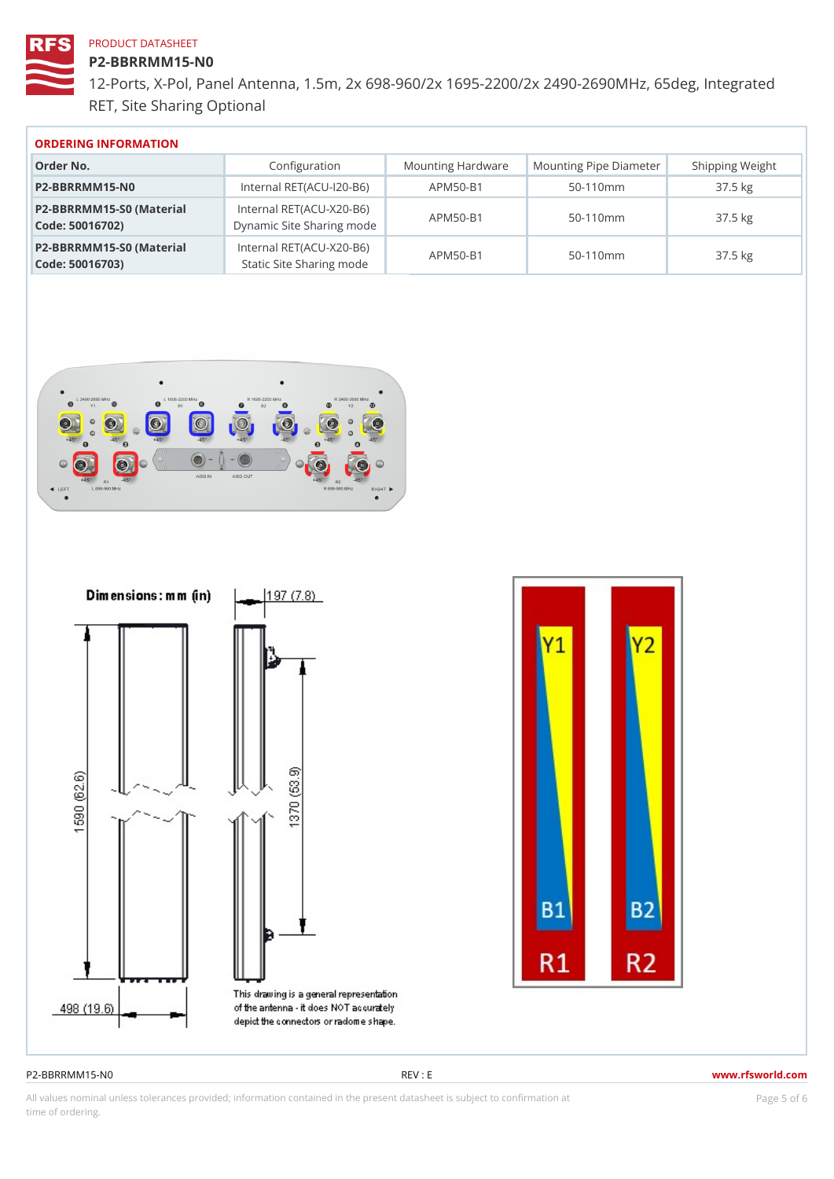PRODUCT DATASHEET

# P2-BBRRMM15-N0

12-Ports, X-Pol, Panel Antenna, 1.5m, 2x 698-960/2x 1695-2200/2x 2490-2690MHz, 65deg, Integrated RET, Site Sharing Optional

## ORDERING INFORMATION

| Order No. | Configuration | Mounting Hardware | Mounting Pipe Diameter | Shipping Weight |
|---|---|---|---|---|
| P2-BBRRMM15-N0 | Internal RET(ACU-I20-B6) | APM50-B1 | 50-110mm | 37.5 kg |
| P2-BBRRMM15-S0 (Material Code: 50016702) | Internal RET(ACU-X20-B6) Dynamic Site Sharing mode | APM50-B1 | 50-110mm | 37.5 kg |
| P2-BBRRMM15-S0 (Material Code: 50016703) | Internal RET(ACU-X20-B6) Static Site Sharing mode | APM50-B1 | 50-110mm | 37.5 kg |

Dimensions: mm (in)

197 (7.8)

1590 (62.6)

1370 (53.9)

498 (19.6)

This drawing is a general representation of the antenna - it does NOT accurately depict the connectors or radome shape.

Y1 Y2

B1 B2

R1 R2

P2-BBRRMM15-N0 REV : E www.rfsworld.com

All values nominal unless tolerances provided; information contained in the present datasheet is subject to confirmation at time of ordering.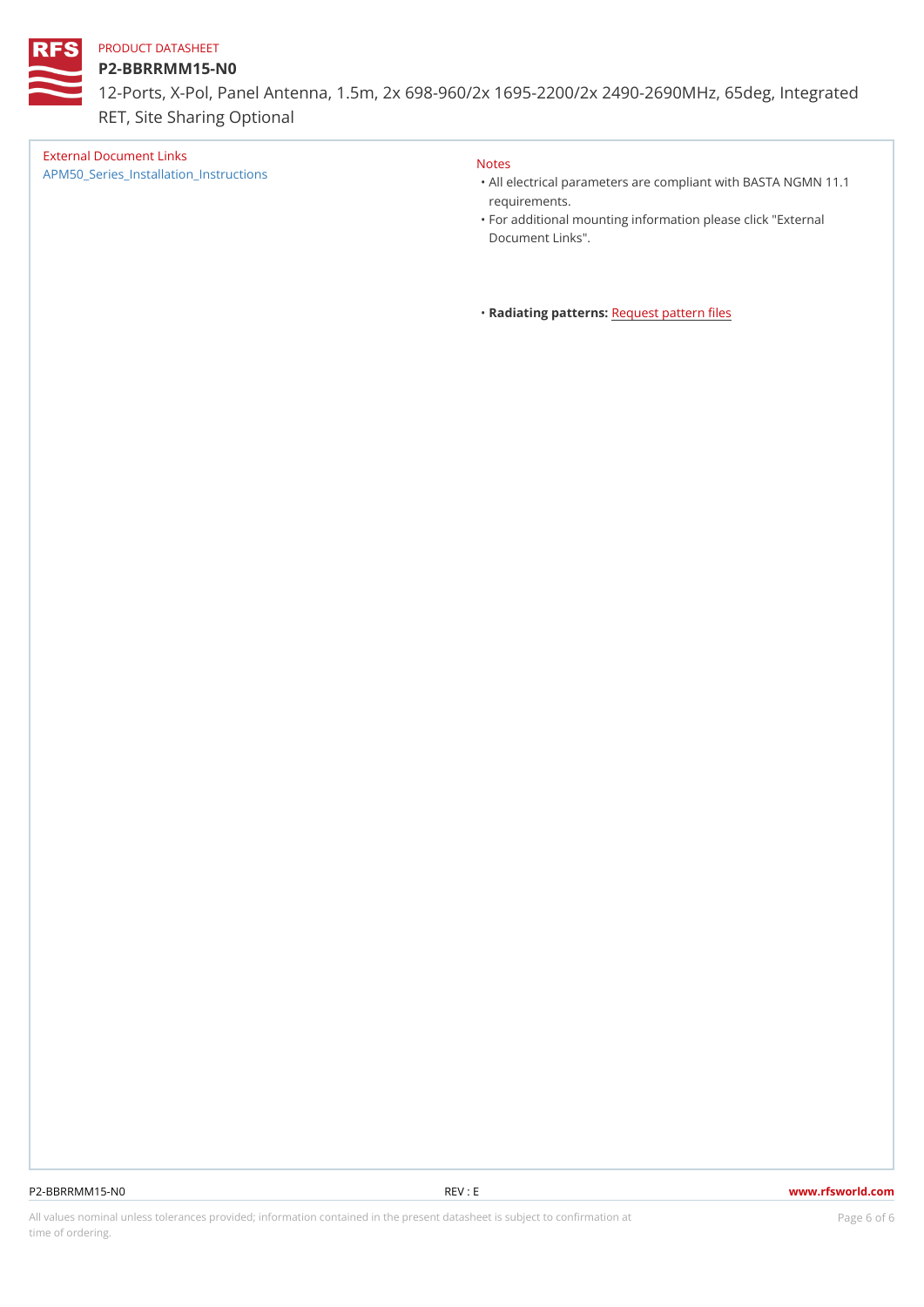PRODUCT DATASHEET

# P2-BBRRMM15-N0

12-Ports, X-Pol, Panel Antenna, 1.5m, 2x 698-960/2x 1695-2200/2x 2490-2690MHz, 65deg, Integrated RET, Site Sharing Optional

External Document Links

APM50_Series_Installation_Instructions

Notes

- All electrical parameters are compliant with BASTA NGMN 11.1 requirements.
- For additional mounting information please click "External Document Links".

- **Radiating patterns:** Request pattern files

P2-BBRRMM15-N0 REV : E www.rfsworld.com

All values nominal unless tolerances provided; information contained in the present datasheet is subject to confirmation at time of ordering.